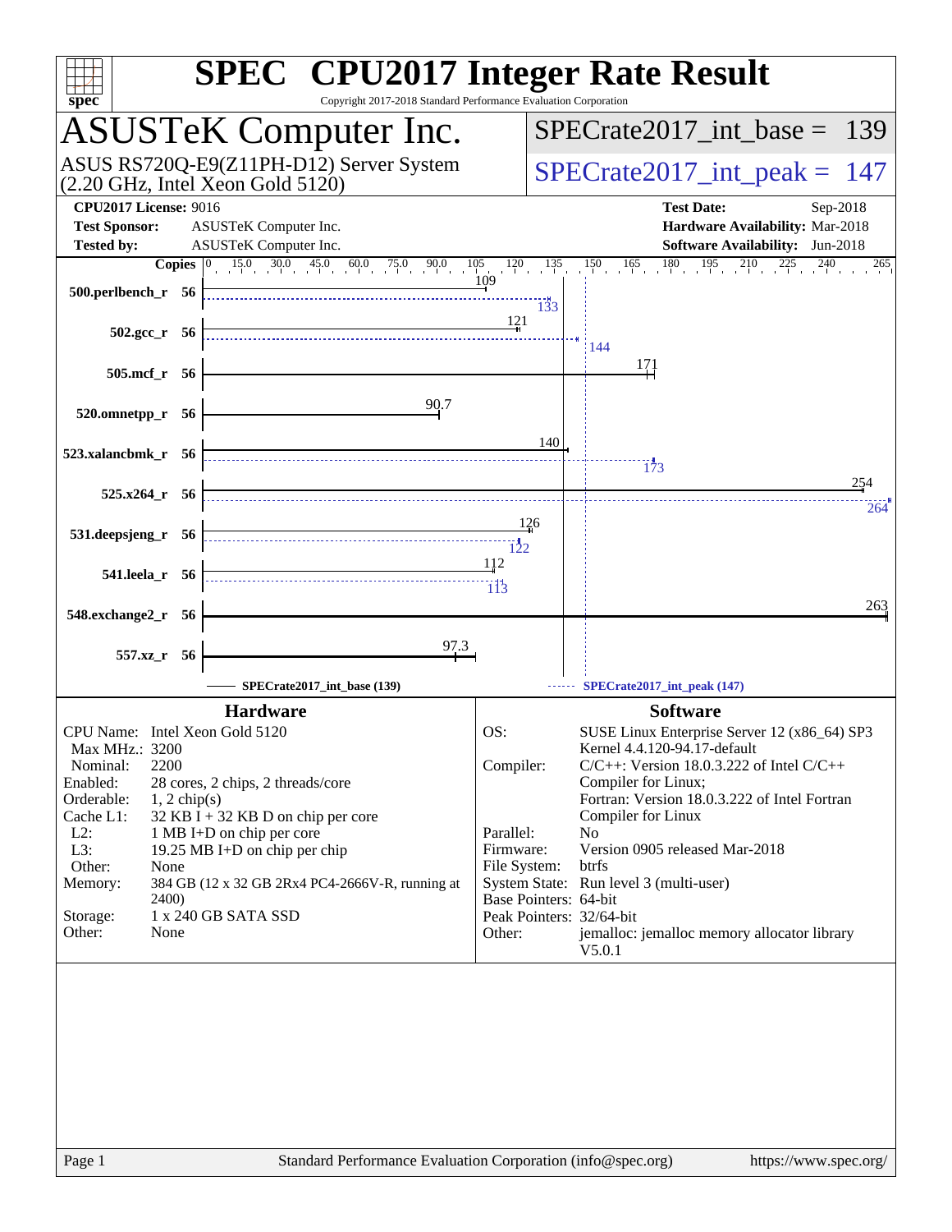# SPEC CPU2017 Integer Rate Result

Copyright 2017-2018 Standard Performance Evaluation Corporation

## ASUSTeK Computer Inc.

ASUS RS720Q-E9(Z11PH-D12) Server System
(2.20 GHz, Intel Xeon Gold 5120)

SPECrate2017_int_base = 139

SPECrate2017_int_peak = 147

**CPU2017 License:** 9016
**Test Sponsor:** ASUSTeK Computer Inc.
**Tested by:** ASUSTeK Computer Inc.

**Test Date:** Sep-2018
**Hardware Availability:** Mar-2018
**Software Availability:** Jun-2018

| Benchmark | Copies | Base | Peak |
|---|---|---|---|
| 500.perlbench_r | 56 | 109 | 133 |
| 502.gcc_r | 56 | 121 | 144 |
| 505.mcf_r | 56 | 171 | |
| 520.omnetpp_r | 56 | 90.7 | |
| 523.xalancbmk_r | 56 | 140 | 173 |
| 525.x264_r | 56 | 254 | 264 |
| 531.deepsjeng_r | 56 | 126 | 122 |
| 541.leela_r | 56 | 112 | 113 |
| 548.exchange2_r | 56 | 263 | |
| 557.xz_r | 56 | 97.3 | |

SPECrate2017_int_base (139) ------ SPECrate2017_int_peak (147)

### Hardware

| | |
|---|---|
| CPU Name: | Intel Xeon Gold 5120 |
| Max MHz.: | 3200 |
| Nominal: | 2200 |
| Enabled: | 28 cores, 2 chips, 2 threads/core |
| Orderable: | 1, 2 chip(s) |
| Cache L1: | 32 KB I + 32 KB D on chip per core |
| L2: | 1 MB I+D on chip per core |
| L3: | 19.25 MB I+D on chip per chip |
| Other: | None |
| Memory: | 384 GB (12 x 32 GB 2Rx4 PC4-2666V-R, running at 2400) |
| Storage: | 1 x 240 GB SATA SSD |
| Other: | None |

### Software

| | |
|---|---|
| OS: | SUSE Linux Enterprise Server 12 (x86_64) SP3 Kernel 4.4.120-94.17-default |
| Compiler: | C/C++: Version 18.0.3.222 of Intel C/C++ Compiler for Linux; Fortran: Version 18.0.3.222 of Intel Fortran Compiler for Linux |
| Parallel: | No |
| Firmware: | Version 0905 released Mar-2018 |
| File System: | btrfs |
| System State: | Run level 3 (multi-user) |
| Base Pointers: | 64-bit |
| Peak Pointers: | 32/64-bit |
| Other: | jemalloc: jemalloc memory allocator library V5.0.1 |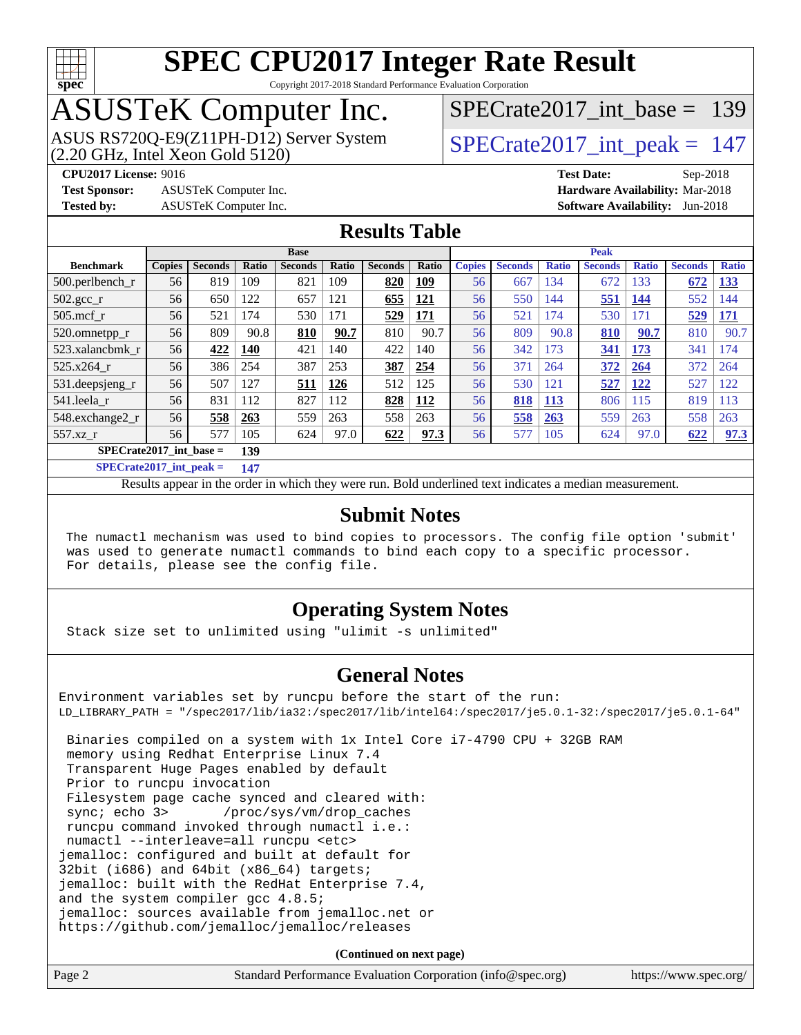# SPEC CPU2017 Integer Rate Result

Copyright 2017-2018 Standard Performance Evaluation Corporation

## ASUSTeK Computer Inc.

ASUS RS720Q-E9(Z11PH-D12) Server System (2.20 GHz, Intel Xeon Gold 5120)

SPECrate2017_int_base = 139

SPECrate2017_int_peak = 147

**CPU2017 License:** 9016
**Test Sponsor:** ASUSTeK Computer Inc.
**Tested by:** ASUSTeK Computer Inc.

**Test Date:** Sep-2018
**Hardware Availability:** Mar-2018
**Software Availability:** Jun-2018

## Results Table

| Benchmark | Base | | | | | | | Peak | | | | | | |
|---|---|---|---|---|---|---|---|---|---|---|---|---|---|---|
| | Copies | Seconds | Ratio | Seconds | Ratio | Seconds | Ratio | Copies | Seconds | Ratio | Seconds | Ratio | Seconds | Ratio |
| 500.perlbench_r | 56 | 819 | 109 | 821 | 109 | **820** | **109** | 56 | 667 | 134 | 672 | 133 | **672** | **133** |
| 502.gcc_r | 56 | 650 | 122 | 657 | 121 | **655** | **121** | 56 | 550 | 144 | **551** | **144** | 552 | 144 |
| 505.mcf_r | 56 | 521 | 174 | 530 | 171 | **529** | **171** | 56 | 521 | 174 | 530 | 171 | **529** | **171** |
| 520.omnetpp_r | 56 | 809 | 90.8 | **810** | **90.7** | 810 | 90.7 | 56 | 809 | 90.8 | **810** | **90.7** | 810 | 90.7 |
| 523.xalancbmk_r | 56 | **422** | **140** | 421 | 140 | 422 | 140 | 56 | 342 | 173 | **341** | **173** | 341 | 174 |
| 525.x264_r | 56 | 386 | 254 | 387 | 253 | **387** | **254** | 56 | 371 | 264 | **372** | **264** | 372 | 264 |
| 531.deepsjeng_r | 56 | 507 | 127 | **511** | **126** | 512 | 125 | 56 | 530 | 121 | **527** | **122** | 527 | 122 |
| 541.leela_r | 56 | 831 | 112 | 827 | 112 | **828** | **112** | 56 | **818** | **113** | 806 | 115 | 819 | 113 |
| 548.exchange2_r | 56 | **558** | **263** | 559 | 263 | 558 | 263 | 56 | **558** | **263** | 559 | 263 | 558 | 263 |
| 557.xz_r | 56 | 577 | 105 | 624 | 97.0 | **622** | **97.3** | 56 | 577 | 105 | 624 | 97.0 | **622** | **97.3** |

**SPECrate2017_int_base = 139**

**SPECrate2017_int_peak = 147**

Results appear in the order in which they were run. Bold underlined text indicates a median measurement.

## Submit Notes

```
The numactl mechanism was used to bind copies to processors. The config file option 'submit'
was used to generate numactl commands to bind each copy to a specific processor.
For details, please see the config file.
```

## Operating System Notes

```
Stack size set to unlimited using "ulimit -s unlimited"
```

## General Notes

```
Environment variables set by runcpu before the start of the run:
LD_LIBRARY_PATH = "/spec2017/lib/ia32:/spec2017/lib/intel64:/spec2017/je5.0.1-32:/spec2017/je5.0.1-64"

 Binaries compiled on a system with 1x Intel Core i7-4790 CPU + 32GB RAM
 memory using Redhat Enterprise Linux 7.4
 Transparent Huge Pages enabled by default
 Prior to runcpu invocation
 Filesystem page cache synced and cleared with:
 sync; echo 3>       /proc/sys/vm/drop_caches
 runcpu command invoked through numactl i.e.:
 numactl --interleave=all runcpu <etc>
jemalloc: configured and built at default for
32bit (i686) and 64bit (x86_64) targets;
jemalloc: built with the RedHat Enterprise 7.4,
and the system compiler gcc 4.8.5;
jemalloc: sources available from jemalloc.net or
https://github.com/jemalloc/jemalloc/releases
```

**(Continued on next page)**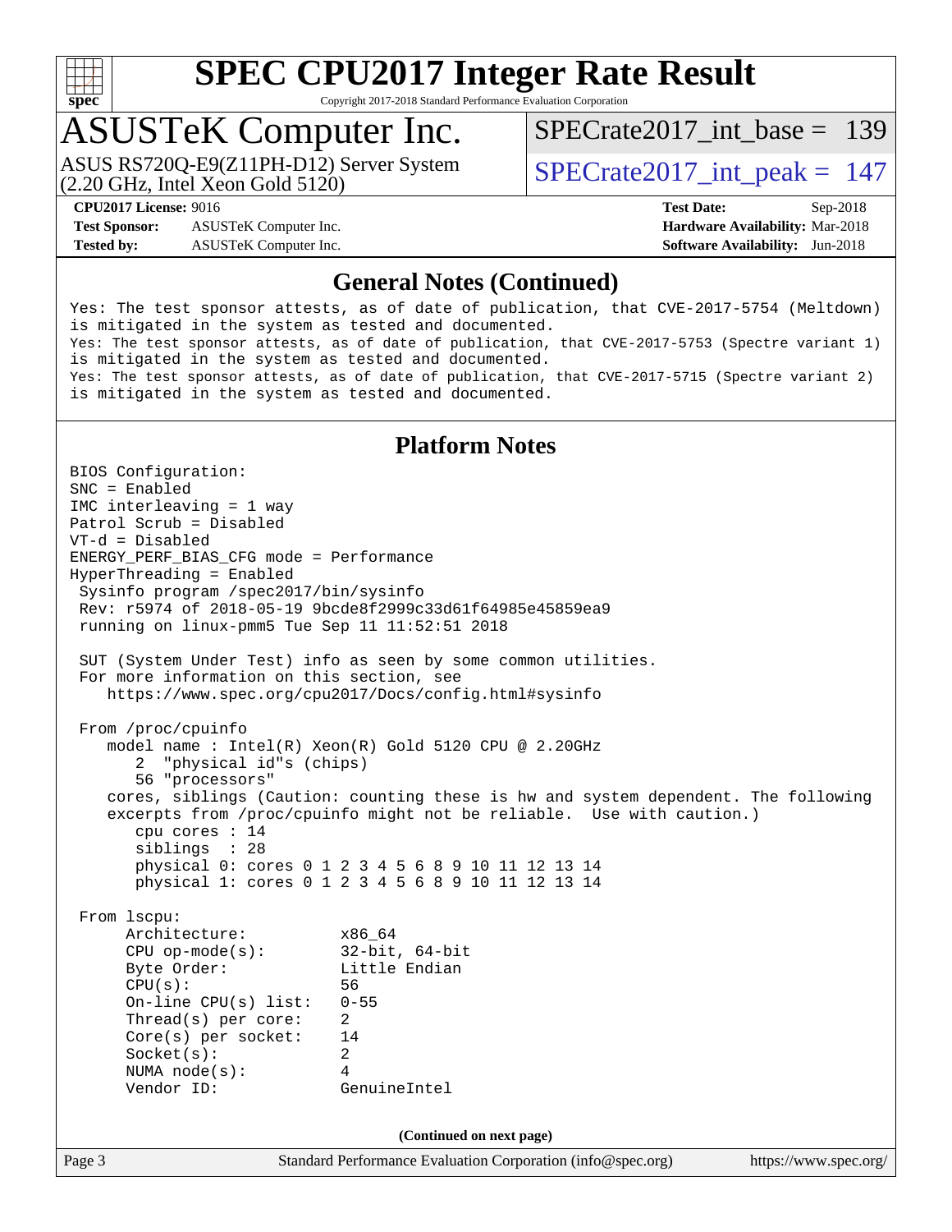# SPEC CPU2017 Integer Rate Result

Copyright 2017-2018 Standard Performance Evaluation Corporation

## ASUSTeK Computer Inc.

ASUS RS720Q-E9(Z11PH-D12) Server System
(2.20 GHz, Intel Xeon Gold 5120)

SPECrate2017_int_base = 139

SPECrate2017_int_peak = 147

**CPU2017 License:** 9016
**Test Sponsor:** ASUSTeK Computer Inc.
**Tested by:** ASUSTeK Computer Inc.

**Test Date:** Sep-2018
**Hardware Availability:** Mar-2018
**Software Availability:** Jun-2018

### General Notes (Continued)

```
Yes: The test sponsor attests, as of date of publication, that CVE-2017-5754 (Meltdown)
is mitigated in the system as tested and documented.
Yes: The test sponsor attests, as of date of publication, that CVE-2017-5753 (Spectre variant 1)
is mitigated in the system as tested and documented.
Yes: The test sponsor attests, as of date of publication, that CVE-2017-5715 (Spectre variant 2)
is mitigated in the system as tested and documented.
```

### Platform Notes

```
BIOS Configuration:
SNC = Enabled
IMC interleaving = 1 way
Patrol Scrub = Disabled
VT-d = Disabled
ENERGY_PERF_BIAS_CFG mode = Performance
HyperThreading = Enabled
 Sysinfo program /spec2017/bin/sysinfo
 Rev: r5974 of 2018-05-19 9bcde8f2999c33d61f64985e45859ea9
 running on linux-pmm5 Tue Sep 11 11:52:51 2018

 SUT (System Under Test) info as seen by some common utilities.
 For more information on this section, see
    https://www.spec.org/cpu2017/Docs/config.html#sysinfo

 From /proc/cpuinfo
    model name : Intel(R) Xeon(R) Gold 5120 CPU @ 2.20GHz
       2  "physical id"s (chips)
       56 "processors"
    cores, siblings (Caution: counting these is hw and system dependent. The following
    excerpts from /proc/cpuinfo might not be reliable.  Use with caution.)
       cpu cores : 14
       siblings  : 28
       physical 0: cores 0 1 2 3 4 5 6 8 9 10 11 12 13 14
       physical 1: cores 0 1 2 3 4 5 6 8 9 10 11 12 13 14

 From lscpu:
      Architecture:          x86_64
      CPU op-mode(s):        32-bit, 64-bit
      Byte Order:            Little Endian
      CPU(s):                56
      On-line CPU(s) list:   0-55
      Thread(s) per core:    2
      Core(s) per socket:    14
      Socket(s):             2
      NUMA node(s):          4
      Vendor ID:             GenuineIntel
```

**(Continued on next page)**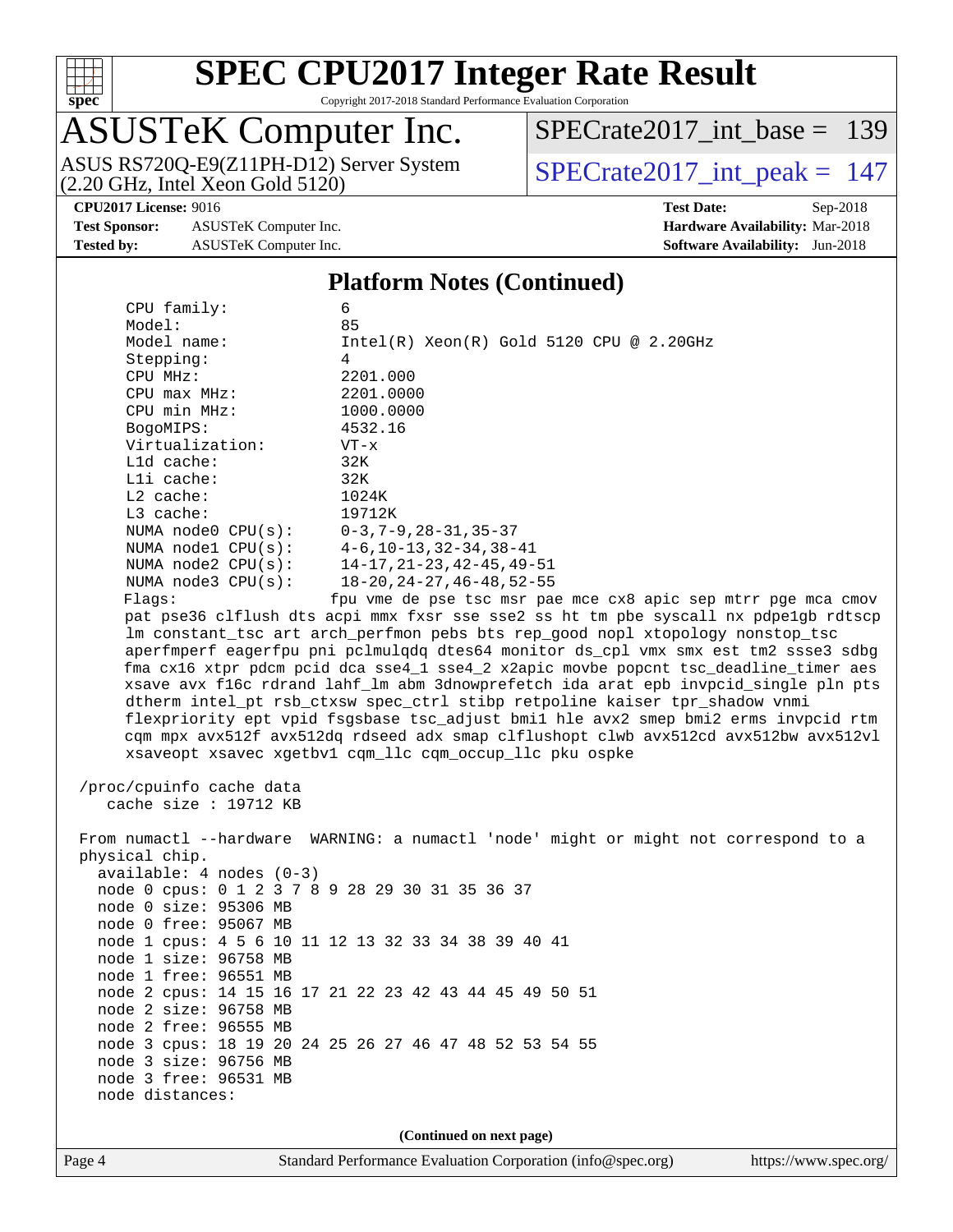## Platform Notes (Continued)

```
    CPU family:            6
    Model:                 85
    Model name:            Intel(R) Xeon(R) Gold 5120 CPU @ 2.20GHz
    Stepping:              4
    CPU MHz:               2201.000
    CPU max MHz:           2201.0000
    CPU min MHz:           1000.0000
    BogoMIPS:              4532.16
    Virtualization:        VT-x
    L1d cache:             32K
    L1i cache:             32K
    L2 cache:              1024K
    L3 cache:              19712K
    NUMA node0 CPU(s):     0-3,7-9,28-31,35-37
    NUMA node1 CPU(s):     4-6,10-13,32-34,38-41
    NUMA node2 CPU(s):     14-17,21-23,42-45,49-51
    NUMA node3 CPU(s):     18-20,24-27,46-48,52-55
    Flags:                 fpu vme de pse tsc msr pae mce cx8 apic sep mtrr pge mca cmov
    pat pse36 clflush dts acpi mmx fxsr sse sse2 ss ht tm pbe syscall nx pdpe1gb rdtscp
    lm constant_tsc art arch_perfmon pebs bts rep_good nopl xtopology nonstop_tsc
    aperfmperf eagerfpu pni pclmulqdq dtes64 monitor ds_cpl vmx smx est tm2 ssse3 sdbg
    fma cx16 xtpr pdcm pcid dca sse4_1 sse4_2 x2apic movbe popcnt tsc_deadline_timer aes
    xsave avx f16c rdrand lahf_lm abm 3dnowprefetch ida arat epb invpcid_single pln pts
    dtherm intel_pt rsb_ctxsw spec_ctrl stibp retpoline kaiser tpr_shadow vnmi
    flexpriority ept vpid fsgsbase tsc_adjust bmi1 hle avx2 smep bmi2 erms invpcid rtm
    cqm mpx avx512f avx512dq rdseed adx smap clflushopt clwb avx512cd avx512bw avx512vl
    xsaveopt xsavec xgetbv1 cqm_llc cqm_occup_llc pku ospke

 /proc/cpuinfo cache data
    cache size : 19712 KB

 From numactl --hardware  WARNING: a numactl 'node' might or might not correspond to a
 physical chip.
   available: 4 nodes (0-3)
   node 0 cpus: 0 1 2 3 7 8 9 28 29 30 31 35 36 37
   node 0 size: 95306 MB
   node 0 free: 95067 MB
   node 1 cpus: 4 5 6 10 11 12 13 32 33 34 38 39 40 41
   node 1 size: 96758 MB
   node 1 free: 96551 MB
   node 2 cpus: 14 15 16 17 21 22 23 42 43 44 45 49 50 51
   node 2 size: 96758 MB
   node 2 free: 96555 MB
   node 3 cpus: 18 19 20 24 25 26 27 46 47 48 52 53 54 55
   node 3 size: 96756 MB
   node 3 free: 96531 MB
   node distances:
```

(Continued on next page)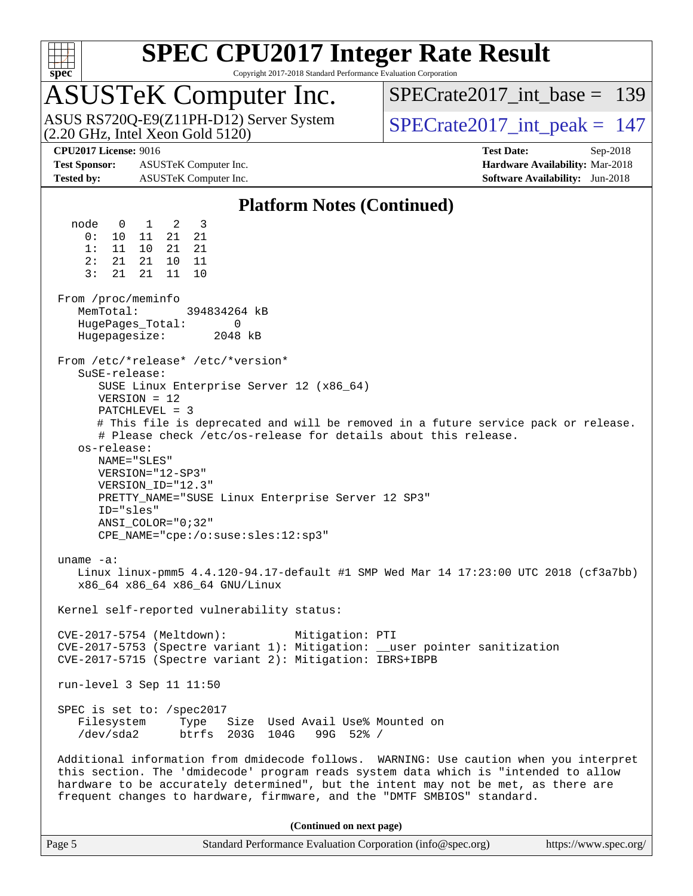## Platform Notes (Continued)

```
  node   0   1   2   3
    0:  10  11  21  21
    1:  11  10  21  21
    2:  21  21  10  11
    3:  21  21  11  10

From /proc/meminfo
   MemTotal:       394834264 kB
   HugePages_Total:       0
   Hugepagesize:       2048 kB

From /etc/*release* /etc/*version*
   SuSE-release:
      SUSE Linux Enterprise Server 12 (x86_64)
      VERSION = 12
      PATCHLEVEL = 3
      # This file is deprecated and will be removed in a future service pack or release.
      # Please check /etc/os-release for details about this release.
   os-release:
      NAME="SLES"
      VERSION="12-SP3"
      VERSION_ID="12.3"
      PRETTY_NAME="SUSE Linux Enterprise Server 12 SP3"
      ID="sles"
      ANSI_COLOR="0;32"
      CPE_NAME="cpe:/o:suse:sles:12:sp3"

uname -a:
   Linux linux-pmm5 4.4.120-94.17-default #1 SMP Wed Mar 14 17:23:00 UTC 2018 (cf3a7bb)
   x86_64 x86_64 x86_64 GNU/Linux

Kernel self-reported vulnerability status:

CVE-2017-5754 (Meltdown):          Mitigation: PTI
CVE-2017-5753 (Spectre variant 1): Mitigation: __user pointer sanitization
CVE-2017-5715 (Spectre variant 2): Mitigation: IBRS+IBPB

run-level 3 Sep 11 11:50

SPEC is set to: /spec2017
   Filesystem     Type   Size  Used Avail Use% Mounted on
   /dev/sda2      btrfs  203G  104G   99G  52% /

Additional information from dmidecode follows.  WARNING: Use caution when you interpret
this section. The 'dmidecode' program reads system data which is "intended to allow
hardware to be accurately determined", but the intent may not be met, as there are
frequent changes to hardware, firmware, and the "DMTF SMBIOS" standard.
```

**(Continued on next page)**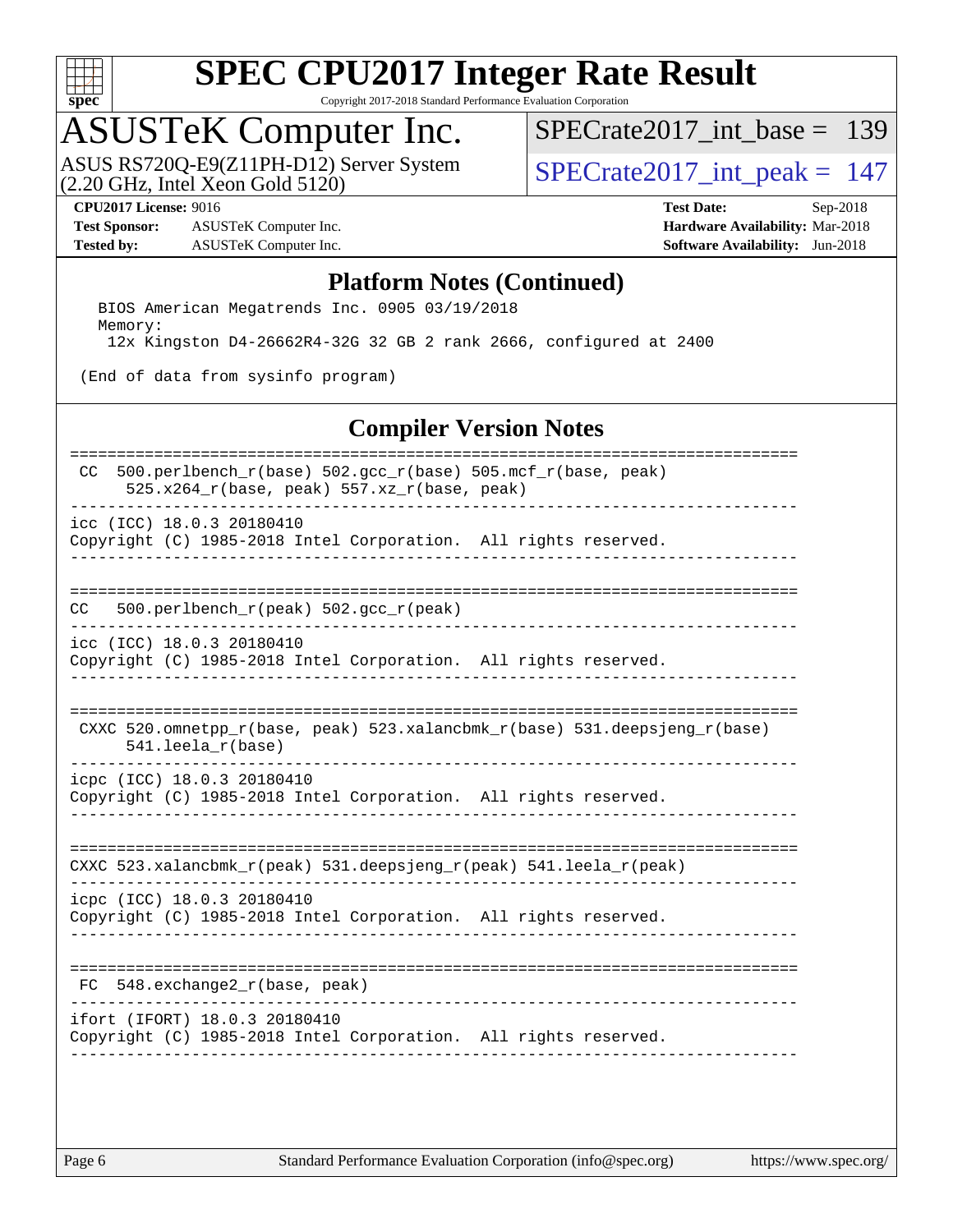## Platform Notes (Continued)

```
  BIOS American Megatrends Inc. 0905 03/19/2018
  Memory:
   12x Kingston D4-26662R4-32G 32 GB 2 rank 2666, configured at 2400

 (End of data from sysinfo program)
```

## Compiler Version Notes

```
==============================================================================
 CC  500.perlbench_r(base) 502.gcc_r(base) 505.mcf_r(base, peak)
      525.x264_r(base, peak) 557.xz_r(base, peak)
------------------------------------------------------------------------------
icc (ICC) 18.0.3 20180410
Copyright (C) 1985-2018 Intel Corporation.  All rights reserved.
------------------------------------------------------------------------------

==============================================================================
CC   500.perlbench_r(peak) 502.gcc_r(peak)
------------------------------------------------------------------------------
icc (ICC) 18.0.3 20180410
Copyright (C) 1985-2018 Intel Corporation.  All rights reserved.
------------------------------------------------------------------------------

==============================================================================
 CXXC 520.omnetpp_r(base, peak) 523.xalancbmk_r(base) 531.deepsjeng_r(base)
      541.leela_r(base)
------------------------------------------------------------------------------
icpc (ICC) 18.0.3 20180410
Copyright (C) 1985-2018 Intel Corporation.  All rights reserved.
------------------------------------------------------------------------------

==============================================================================
CXXC 523.xalancbmk_r(peak) 531.deepsjeng_r(peak) 541.leela_r(peak)
------------------------------------------------------------------------------
icpc (ICC) 18.0.3 20180410
Copyright (C) 1985-2018 Intel Corporation.  All rights reserved.
------------------------------------------------------------------------------

==============================================================================
 FC  548.exchange2_r(base, peak)
------------------------------------------------------------------------------
ifort (IFORT) 18.0.3 20180410
Copyright (C) 1985-2018 Intel Corporation.  All rights reserved.
------------------------------------------------------------------------------
```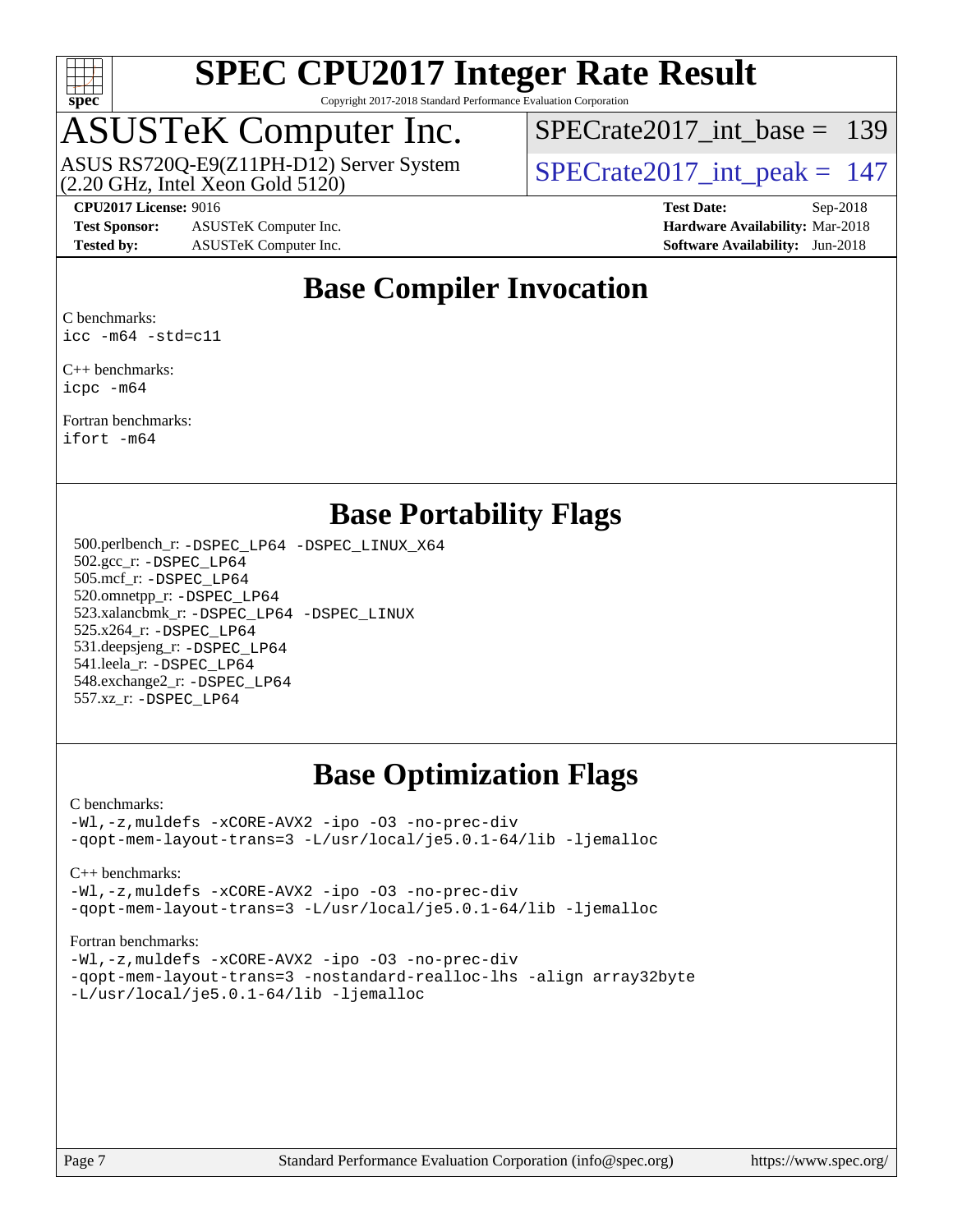# Base Compiler Invocation

C benchmarks:
`icc -m64 -std=c11`

C++ benchmarks:
`icpc -m64`

Fortran benchmarks:
`ifort -m64`

# Base Portability Flags

500.perlbench_r: `-DSPEC_LP64 -DSPEC_LINUX_X64`
502.gcc_r: `-DSPEC_LP64`
505.mcf_r: `-DSPEC_LP64`
520.omnetpp_r: `-DSPEC_LP64`
523.xalancbmk_r: `-DSPEC_LP64 -DSPEC_LINUX`
525.x264_r: `-DSPEC_LP64`
531.deepsjeng_r: `-DSPEC_LP64`
541.leela_r: `-DSPEC_LP64`
548.exchange2_r: `-DSPEC_LP64`
557.xz_r: `-DSPEC_LP64`

# Base Optimization Flags

C benchmarks:
```
-Wl,-z,muldefs -xCORE-AVX2 -ipo -O3 -no-prec-div
-qopt-mem-layout-trans=3 -L/usr/local/je5.0.1-64/lib -ljemalloc
```

C++ benchmarks:
```
-Wl,-z,muldefs -xCORE-AVX2 -ipo -O3 -no-prec-div
-qopt-mem-layout-trans=3 -L/usr/local/je5.0.1-64/lib -ljemalloc
```

Fortran benchmarks:
```
-Wl,-z,muldefs -xCORE-AVX2 -ipo -O3 -no-prec-div
-qopt-mem-layout-trans=3 -nostandard-realloc-lhs -align array32byte
-L/usr/local/je5.0.1-64/lib -ljemalloc
```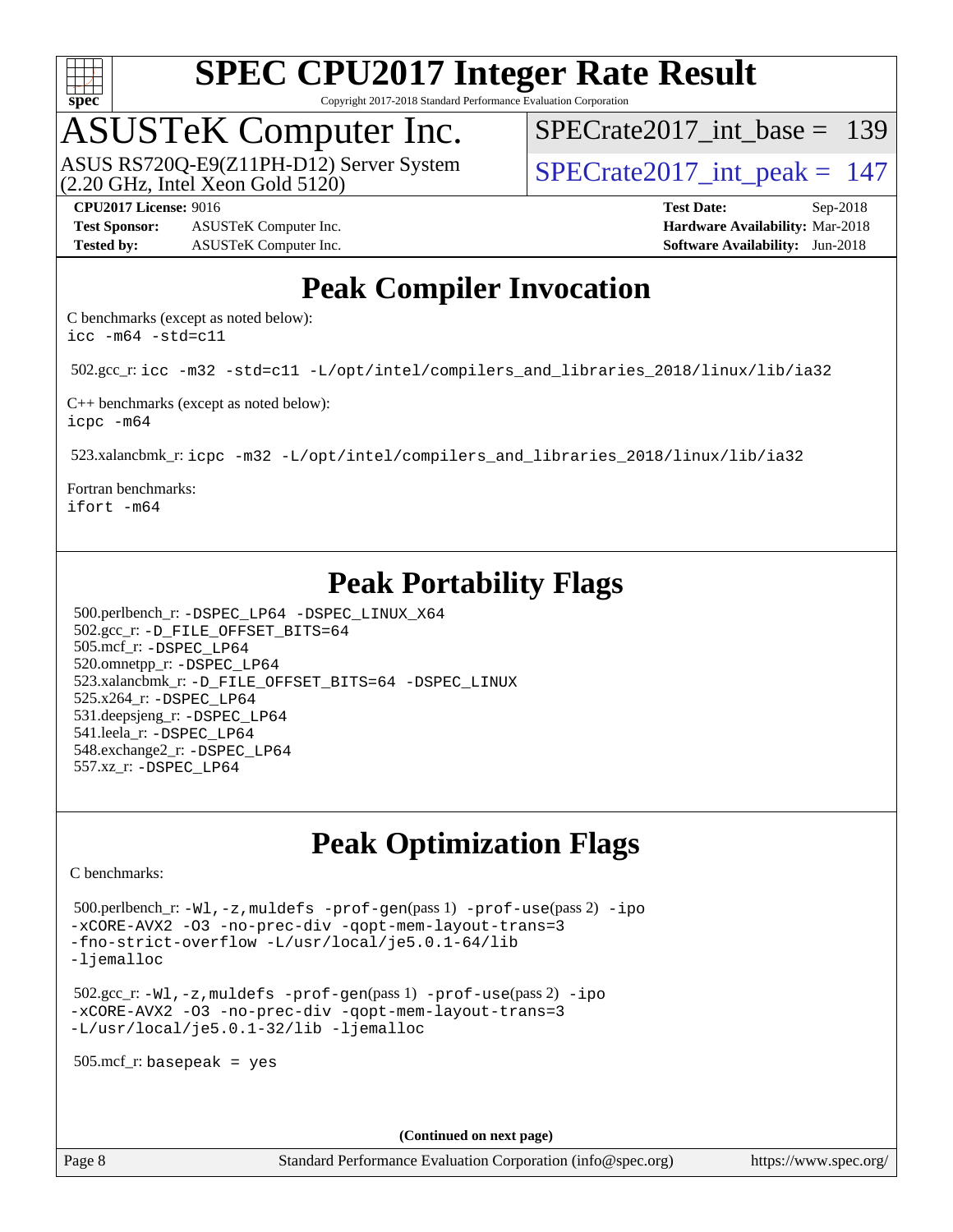# SPEC CPU2017 Integer Rate Result

Copyright 2017-2018 Standard Performance Evaluation Corporation

## ASUSTeK Computer Inc.

ASUS RS720Q-E9(Z11PH-D12) Server System
(2.20 GHz, Intel Xeon Gold 5120)

SPECrate2017_int_base = 139

SPECrate2017_int_peak = 147

**CPU2017 License:** 9016
**Test Sponsor:** ASUSTeK Computer Inc.
**Tested by:** ASUSTeK Computer Inc.

**Test Date:** Sep-2018
**Hardware Availability:** Mar-2018
**Software Availability:** Jun-2018

## Peak Compiler Invocation

C benchmarks (except as noted below):
`icc -m64 -std=c11`

502.gcc_r: `icc -m32 -std=c11 -L/opt/intel/compilers_and_libraries_2018/linux/lib/ia32`

C++ benchmarks (except as noted below):
`icpc -m64`

523.xalancbmk_r: `icpc -m32 -L/opt/intel/compilers_and_libraries_2018/linux/lib/ia32`

Fortran benchmarks:
`ifort -m64`

## Peak Portability Flags

500.perlbench_r: `-DSPEC_LP64 -DSPEC_LINUX_X64`
502.gcc_r: `-D_FILE_OFFSET_BITS=64`
505.mcf_r: `-DSPEC_LP64`
520.omnetpp_r: `-DSPEC_LP64`
523.xalancbmk_r: `-D_FILE_OFFSET_BITS=64 -DSPEC_LINUX`
525.x264_r: `-DSPEC_LP64`
531.deepsjeng_r: `-DSPEC_LP64`
541.leela_r: `-DSPEC_LP64`
548.exchange2_r: `-DSPEC_LP64`
557.xz_r: `-DSPEC_LP64`

## Peak Optimization Flags

C benchmarks:

500.perlbench_r: `-Wl,-z,muldefs -prof-gen`(pass 1) `-prof-use`(pass 2) `-ipo -xCORE-AVX2 -O3 -no-prec-div -qopt-mem-layout-trans=3 -fno-strict-overflow -L/usr/local/je5.0.1-64/lib -ljemalloc`

502.gcc_r: `-Wl,-z,muldefs -prof-gen`(pass 1) `-prof-use`(pass 2) `-ipo -xCORE-AVX2 -O3 -no-prec-div -qopt-mem-layout-trans=3 -L/usr/local/je5.0.1-32/lib -ljemalloc`

505.mcf_r: `basepeak = yes`

**(Continued on next page)**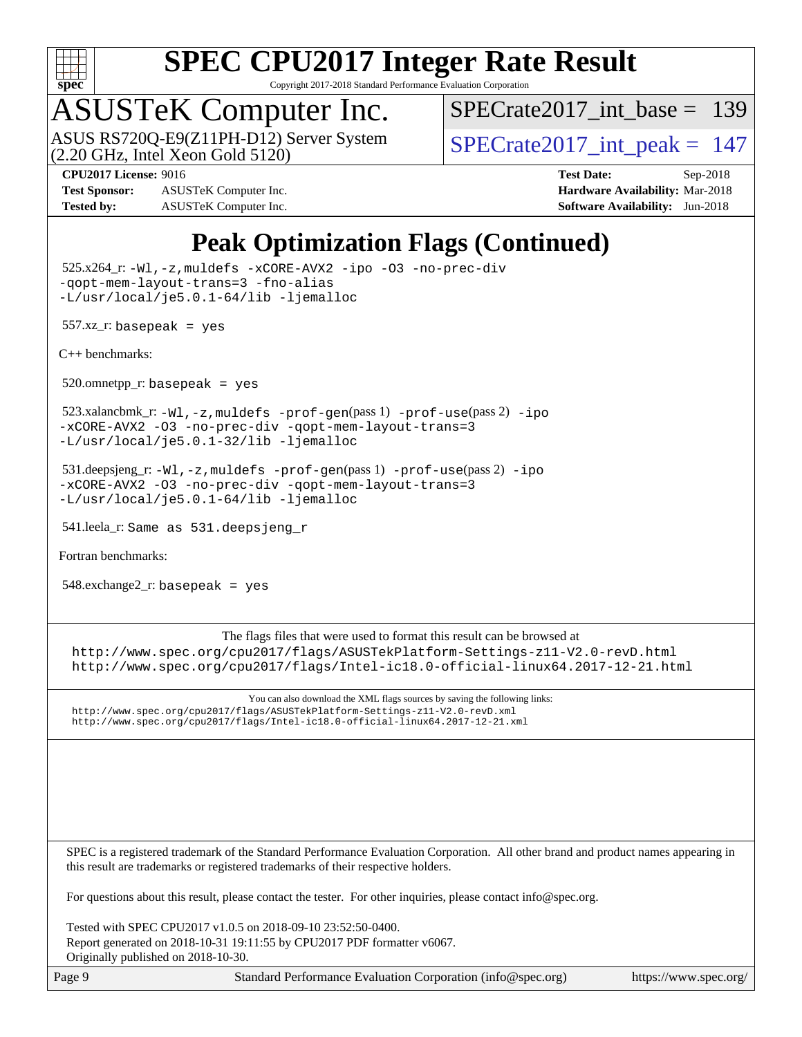# SPEC CPU2017 Integer Rate Result

Copyright 2017-2018 Standard Performance Evaluation Corporation

## ASUSTeK Computer Inc.

ASUS RS720Q-E9(Z11PH-D12) Server System (2.20 GHz, Intel Xeon Gold 5120)

SPECrate2017_int_base = 139

SPECrate2017_int_peak = 147

**CPU2017 License:** 9016
**Test Sponsor:** ASUSTeK Computer Inc.
**Tested by:** ASUSTeK Computer Inc.

**Test Date:** Sep-2018
**Hardware Availability:** Mar-2018
**Software Availability:** Jun-2018

# Peak Optimization Flags (Continued)

525.x264_r: `-Wl,-z,muldefs -xCORE-AVX2 -ipo -O3 -no-prec-div -qopt-mem-layout-trans=3 -fno-alias -L/usr/local/je5.0.1-64/lib -ljemalloc`

557.xz_r: `basepeak = yes`

C++ benchmarks:

520.omnetpp_r: `basepeak = yes`

523.xalancbmk_r: `-Wl,-z,muldefs -prof-gen`(pass 1) `-prof-use`(pass 2) `-ipo -xCORE-AVX2 -O3 -no-prec-div -qopt-mem-layout-trans=3 -L/usr/local/je5.0.1-32/lib -ljemalloc`

531.deepsjeng_r: `-Wl,-z,muldefs -prof-gen`(pass 1) `-prof-use`(pass 2) `-ipo -xCORE-AVX2 -O3 -no-prec-div -qopt-mem-layout-trans=3 -L/usr/local/je5.0.1-64/lib -ljemalloc`

541.leela_r: `Same as 531.deepsjeng_r`

Fortran benchmarks:

548.exchange2_r: `basepeak = yes`

The flags files that were used to format this result can be browsed at
http://www.spec.org/cpu2017/flags/ASUSTekPlatform-Settings-z11-V2.0-revD.html
http://www.spec.org/cpu2017/flags/Intel-ic18.0-official-linux64.2017-12-21.html

You can also download the XML flags sources by saving the following links:
http://www.spec.org/cpu2017/flags/ASUSTekPlatform-Settings-z11-V2.0-revD.xml
http://www.spec.org/cpu2017/flags/Intel-ic18.0-official-linux64.2017-12-21.xml

SPEC is a registered trademark of the Standard Performance Evaluation Corporation. All other brand and product names appearing in this result are trademarks or registered trademarks of their respective holders.

For questions about this result, please contact the tester. For other inquiries, please contact info@spec.org.

Tested with SPEC CPU2017 v1.0.5 on 2018-09-10 23:52:50-0400.
Report generated on 2018-10-31 19:11:55 by CPU2017 PDF formatter v6067.
Originally published on 2018-10-30.